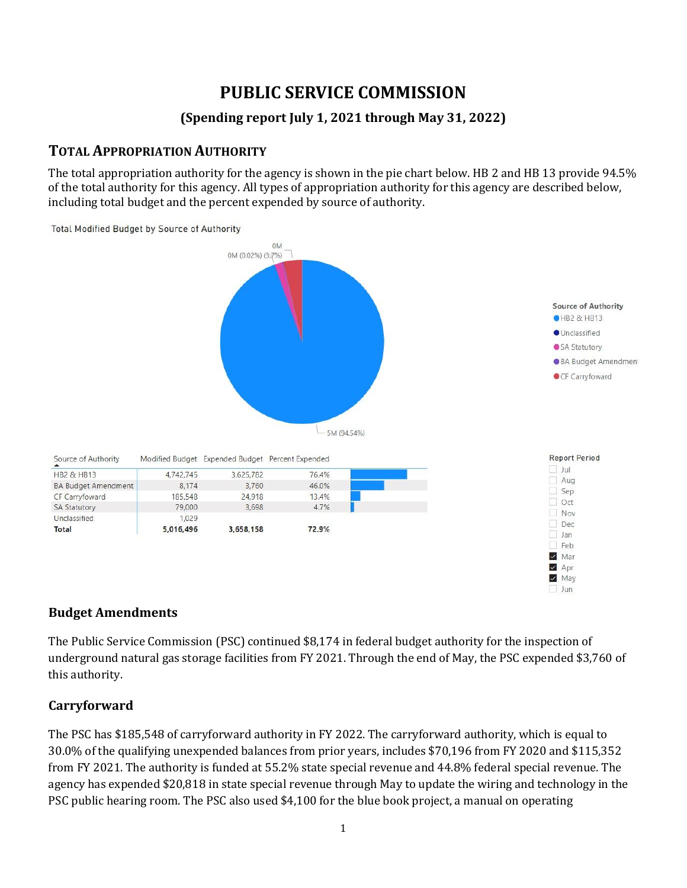# PUBLIC SERVICE COMMISSION

### (Spending report July 1, 2021 through May 31, 2022)

## TOTAL APPROPRIATION AUTHORITY

The total appropriation authority for the agency is shown in the pie chart below. HB 2 and HB 13 provide 94.5% of the total authority for this agency. All types of appropriation authority for this agency are described below, including total budget and the percent expended by source of authority.

Total Modified Budget by Source of Authority

| Source of Authority | Modified Budget | Expended Budget | Percent Expended |
|---|---|---|---|
| HB2 & HB13 | 4,742,745 | 3,625,782 | 76.4% |
| BA Budget Amendment | 8,174 | 3,760 | 46.0% |
| CF Carryfoward | 185,548 | 24,918 | 13.4% |
| SA Statutory | 79,000 | 3,698 | 4.7% |
| Unclassified | 1,029 | | |
| **Total** | **5,016,496** | **3,658,158** | **72.9%** |

Report Period: Mar, Apr, May

### Budget Amendments

The Public Service Commission (PSC) continued $8,174 in federal budget authority for the inspection of underground natural gas storage facilities from FY 2021. Through the end of May, the PSC expended $3,760 of this authority.

### Carryforward

The PSC has $185,548 of carryforward authority in FY 2022. The carryforward authority, which is equal to 30.0% of the qualifying unexpended balances from prior years, includes $70,196 from FY 2020 and $115,352 from FY 2021. The authority is funded at 55.2% state special revenue and 44.8% federal special revenue. The agency has expended $20,818 in state special revenue through May to update the wiring and technology in the PSC public hearing room. The PSC also used $4,100 for the blue book project, a manual on operating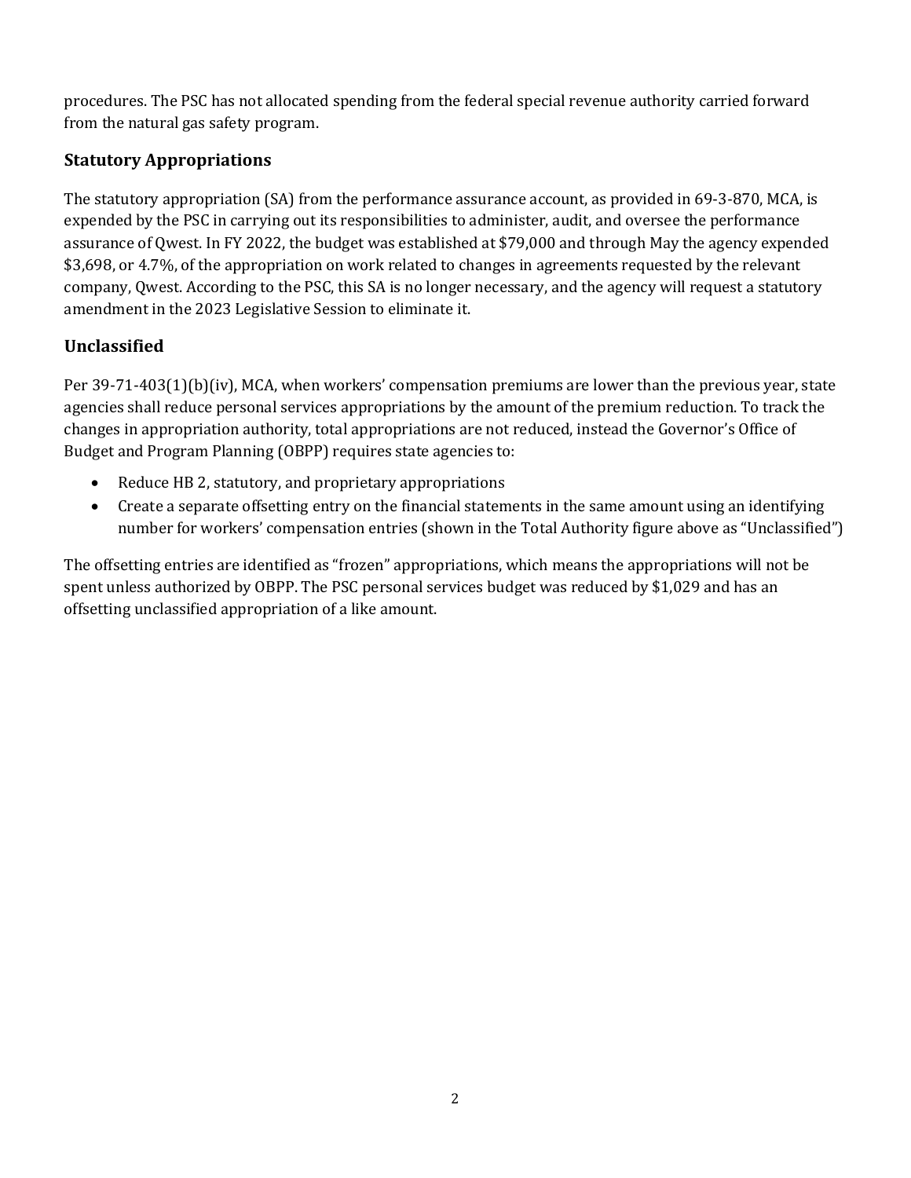procedures. The PSC has not allocated spending from the federal special revenue authority carried forward from the natural gas safety program.

### Statutory Appropriations

The statutory appropriation (SA) from the performance assurance account, as provided in 69-3-870, MCA, is expended by the PSC in carrying out its responsibilities to administer, audit, and oversee the performance assurance of Qwest. In FY 2022, the budget was established at $79,000 and through May the agency expended $3,698, or 4.7%, of the appropriation on work related to changes in agreements requested by the relevant company, Qwest. According to the PSC, this SA is no longer necessary, and the agency will request a statutory amendment in the 2023 Legislative Session to eliminate it.

### Unclassified

Per 39-71-403(1)(b)(iv), MCA, when workers' compensation premiums are lower than the previous year, state agencies shall reduce personal services appropriations by the amount of the premium reduction. To track the changes in appropriation authority, total appropriations are not reduced, instead the Governor's Office of Budget and Program Planning (OBPP) requires state agencies to:

- Reduce HB 2, statutory, and proprietary appropriations
- Create a separate offsetting entry on the financial statements in the same amount using an identifying number for workers' compensation entries (shown in the Total Authority figure above as "Unclassified")

The offsetting entries are identified as "frozen" appropriations, which means the appropriations will not be spent unless authorized by OBPP. The PSC personal services budget was reduced by $1,029 and has an offsetting unclassified appropriation of a like amount.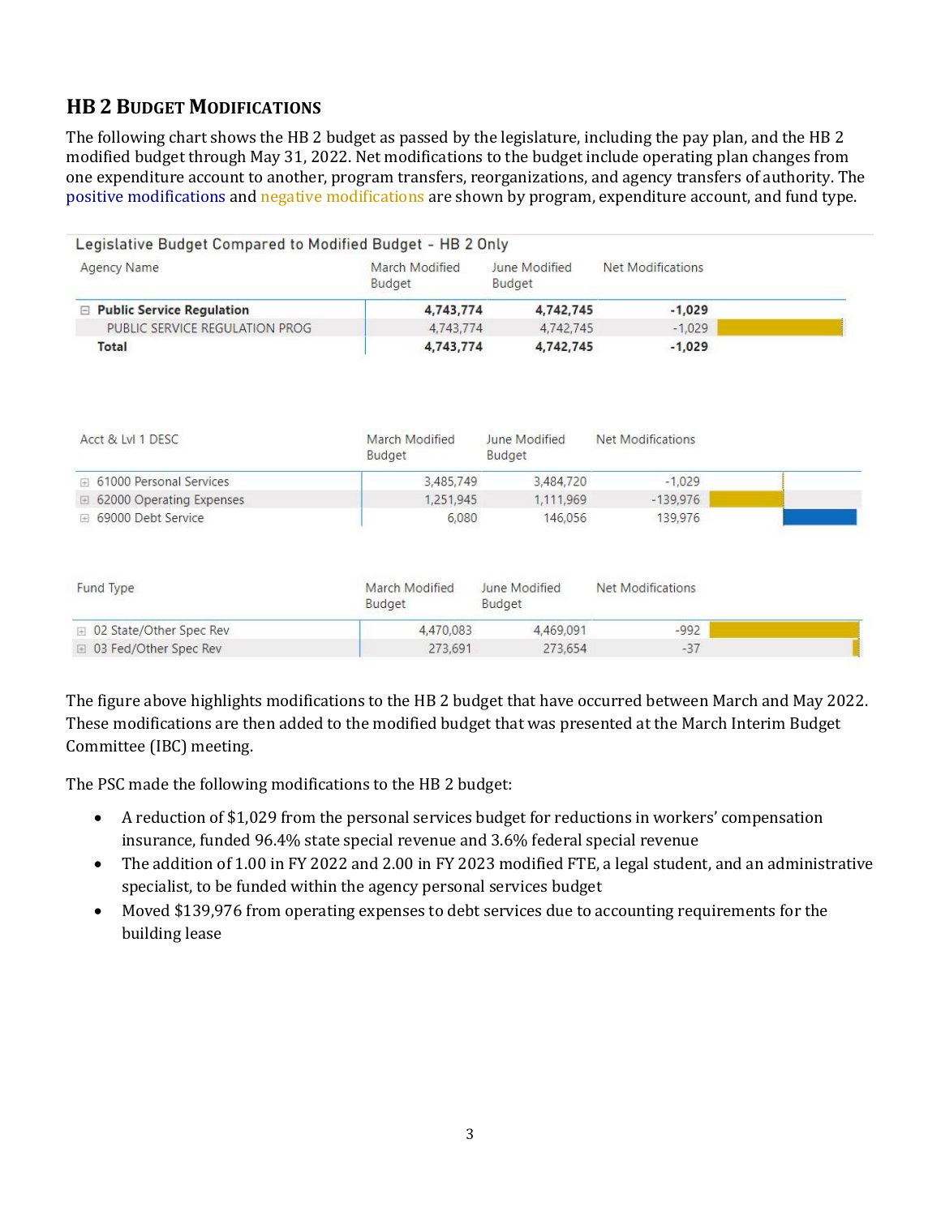## HB 2 Budget Modifications

The following chart shows the HB 2 budget as passed by the legislature, including the pay plan, and the HB 2 modified budget through May 31, 2022. Net modifications to the budget include operating plan changes from one expenditure account to another, program transfers, reorganizations, and agency transfers of authority. The positive modifications and negative modifications are shown by program, expenditure account, and fund type.

**Legislative Budget Compared to Modified Budget - HB 2 Only**

| Agency Name | March Modified Budget | June Modified Budget | Net Modifications |
|---|---|---|---|
| **Public Service Regulation** | **4,743,774** | **4,742,745** | **-1,029** |
| PUBLIC SERVICE REGULATION PROG | 4,743,774 | 4,742,745 | -1,029 |
| **Total** | **4,743,774** | **4,742,745** | **-1,029** |

| Acct & Lvl 1 DESC | March Modified Budget | June Modified Budget | Net Modifications |
|---|---|---|---|
| 61000 Personal Services | 3,485,749 | 3,484,720 | -1,029 |
| 62000 Operating Expenses | 1,251,945 | 1,111,969 | -139,976 |
| 69000 Debt Service | 6,080 | 146,056 | 139,976 |

| Fund Type | March Modified Budget | June Modified Budget | Net Modifications |
|---|---|---|---|
| 02 State/Other Spec Rev | 4,470,083 | 4,469,091 | -992 |
| 03 Fed/Other Spec Rev | 273,691 | 273,654 | -37 |

The figure above highlights modifications to the HB 2 budget that have occurred between March and May 2022. These modifications are then added to the modified budget that was presented at the March Interim Budget Committee (IBC) meeting.

The PSC made the following modifications to the HB 2 budget:

- A reduction of $1,029 from the personal services budget for reductions in workers' compensation insurance, funded 96.4% state special revenue and 3.6% federal special revenue
- The addition of 1.00 in FY 2022 and 2.00 in FY 2023 modified FTE, a legal student, and an administrative specialist, to be funded within the agency personal services budget
- Moved $139,976 from operating expenses to debt services due to accounting requirements for the building lease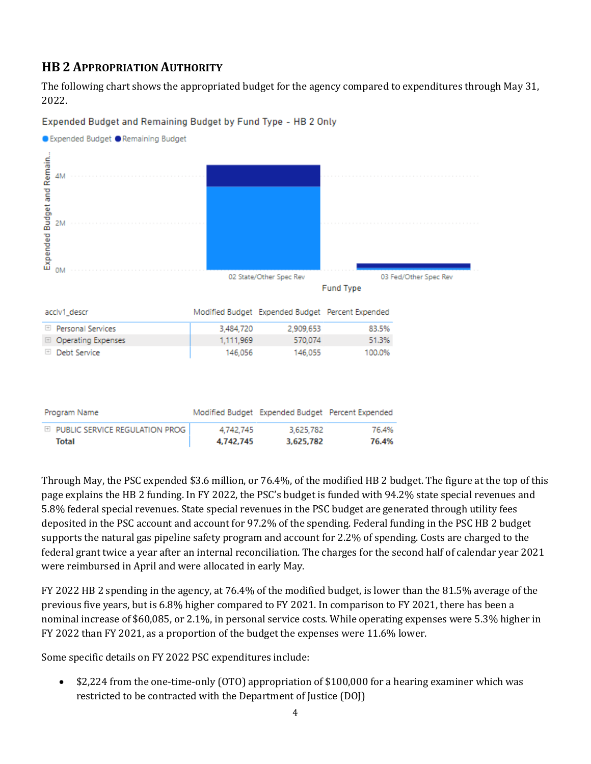## HB 2 Appropriation Authority

The following chart shows the appropriated budget for the agency compared to expenditures through May 31, 2022.

Expended Budget and Remaining Budget by Fund Type - HB 2 Only

| acclv1_descr | Modified Budget | Expended Budget | Percent Expended |
|---|---|---|---|
| Personal Services | 3,484,720 | 2,909,653 | 83.5% |
| Operating Expenses | 1,111,969 | 570,074 | 51.3% |
| Debt Service | 146,056 | 146,055 | 100.0% |

| Program Name | Modified Budget | Expended Budget | Percent Expended |
|---|---|---|---|
| PUBLIC SERVICE REGULATION PROG | 4,742,745 | 3,625,782 | 76.4% |
| **Total** | **4,742,745** | **3,625,782** | **76.4%** |

Through May, the PSC expended $3.6 million, or 76.4%, of the modified HB 2 budget. The figure at the top of this page explains the HB 2 funding. In FY 2022, the PSC's budget is funded with 94.2% state special revenues and 5.8% federal special revenues. State special revenues in the PSC budget are generated through utility fees deposited in the PSC account and account for 97.2% of the spending. Federal funding in the PSC HB 2 budget supports the natural gas pipeline safety program and account for 2.2% of spending. Costs are charged to the federal grant twice a year after an internal reconciliation. The charges for the second half of calendar year 2021 were reimbursed in April and were allocated in early May.

FY 2022 HB 2 spending in the agency, at 76.4% of the modified budget, is lower than the 81.5% average of the previous five years, but is 6.8% higher compared to FY 2021. In comparison to FY 2021, there has been a nominal increase of $60,085, or 2.1%, in personal service costs. While operating expenses were 5.3% higher in FY 2022 than FY 2021, as a proportion of the budget the expenses were 11.6% lower.

Some specific details on FY 2022 PSC expenditures include:

- $2,224 from the one-time-only (OTO) appropriation of $100,000 for a hearing examiner which was restricted to be contracted with the Department of Justice (DOJ)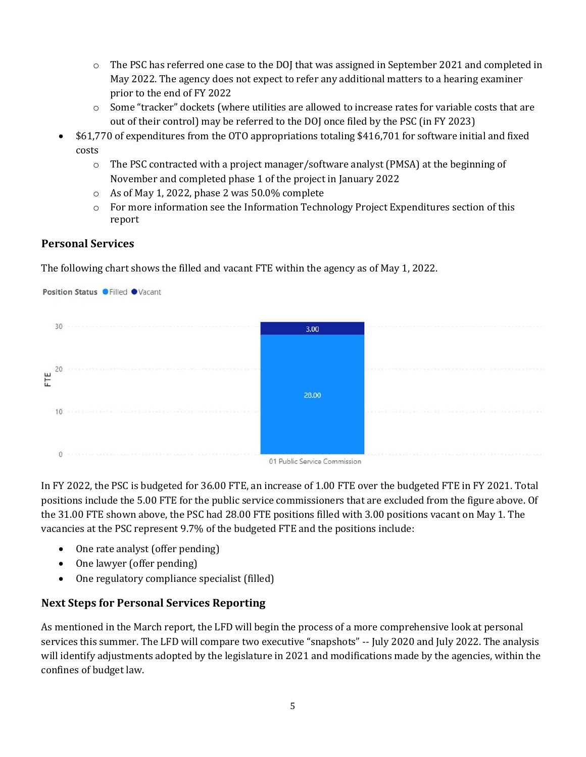- The PSC has referred one case to the DOJ that was assigned in September 2021 and completed in May 2022. The agency does not expect to refer any additional matters to a hearing examiner prior to the end of FY 2022
    - Some "tracker" dockets (where utilities are allowed to increase rates for variable costs that are out of their control) may be referred to the DOJ once filed by the PSC (in FY 2023)
- $61,770 of expenditures from the OTO appropriations totaling $416,701 for software initial and fixed costs
    - The PSC contracted with a project manager/software analyst (PMSA) at the beginning of November and completed phase 1 of the project in January 2022
    - As of May 1, 2022, phase 2 was 50.0% complete
    - For more information see the Information Technology Project Expenditures section of this report

## Personal Services

The following chart shows the filled and vacant FTE within the agency as of May 1, 2022.

Position Status ● Filled ● Vacant

| | Filled | Vacant |
|---|---|---|
| 01 Public Service Commission | 28.00 | 3.00 |

In FY 2022, the PSC is budgeted for 36.00 FTE, an increase of 1.00 FTE over the budgeted FTE in FY 2021. Total positions include the 5.00 FTE for the public service commissioners that are excluded from the figure above. Of the 31.00 FTE shown above, the PSC had 28.00 FTE positions filled with 3.00 positions vacant on May 1. The vacancies at the PSC represent 9.7% of the budgeted FTE and the positions include:

- One rate analyst (offer pending)
- One lawyer (offer pending)
- One regulatory compliance specialist (filled)

## Next Steps for Personal Services Reporting

As mentioned in the March report, the LFD will begin the process of a more comprehensive look at personal services this summer. The LFD will compare two executive "snapshots" -- July 2020 and July 2022. The analysis will identify adjustments adopted by the legislature in 2021 and modifications made by the agencies, within the confines of budget law.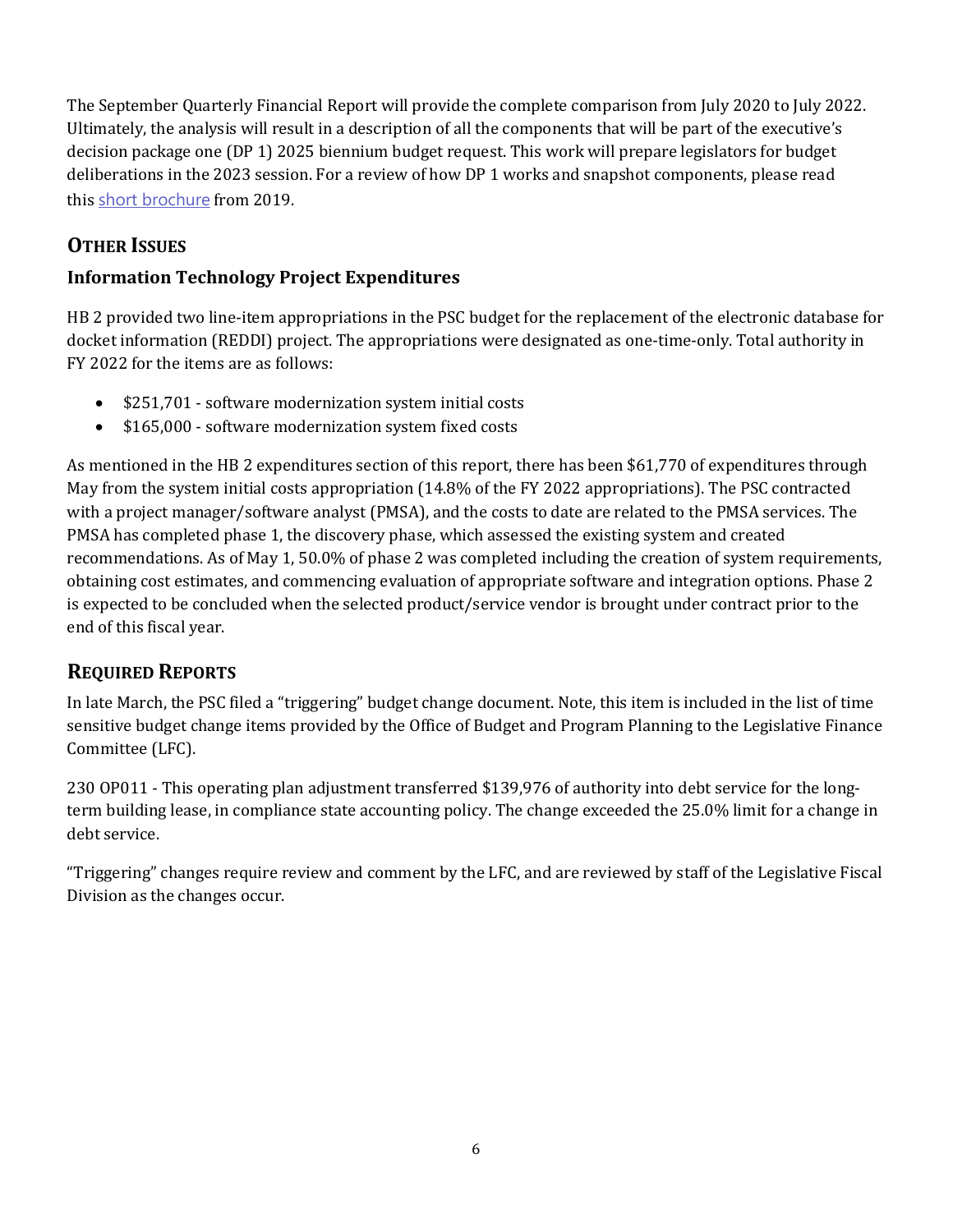The September Quarterly Financial Report will provide the complete comparison from July 2020 to July 2022. Ultimately, the analysis will result in a description of all the components that will be part of the executive's decision package one (DP 1) 2025 biennium budget request. This work will prepare legislators for budget deliberations in the 2023 session. For a review of how DP 1 works and snapshot components, please read this short brochure from 2019.

## OTHER ISSUES

### Information Technology Project Expenditures

HB 2 provided two line-item appropriations in the PSC budget for the replacement of the electronic database for docket information (REDDI) project. The appropriations were designated as one-time-only. Total authority in FY 2022 for the items are as follows:

- $251,701 - software modernization system initial costs
- $165,000 - software modernization system fixed costs

As mentioned in the HB 2 expenditures section of this report, there has been $61,770 of expenditures through May from the system initial costs appropriation (14.8% of the FY 2022 appropriations). The PSC contracted with a project manager/software analyst (PMSA), and the costs to date are related to the PMSA services. The PMSA has completed phase 1, the discovery phase, which assessed the existing system and created recommendations. As of May 1, 50.0% of phase 2 was completed including the creation of system requirements, obtaining cost estimates, and commencing evaluation of appropriate software and integration options. Phase 2 is expected to be concluded when the selected product/service vendor is brought under contract prior to the end of this fiscal year.

## REQUIRED REPORTS

In late March, the PSC filed a "triggering" budget change document. Note, this item is included in the list of time sensitive budget change items provided by the Office of Budget and Program Planning to the Legislative Finance Committee (LFC).

230 OP011 - This operating plan adjustment transferred $139,976 of authority into debt service for the long-term building lease, in compliance state accounting policy. The change exceeded the 25.0% limit for a change in debt service.

"Triggering" changes require review and comment by the LFC, and are reviewed by staff of the Legislative Fiscal Division as the changes occur.